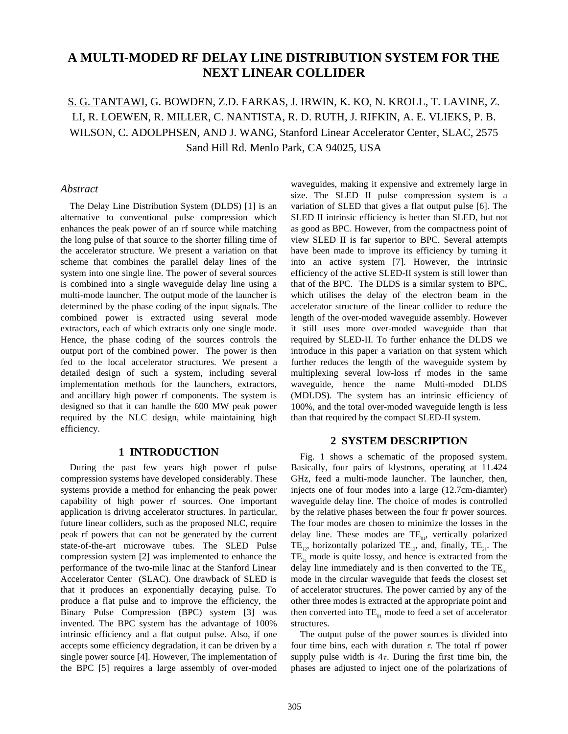# A MULTI-MODED RF DELAY LINE DISTRIBUTION SYSTEM FOR THE NEXT LINEAR COLLIDER

S. G. TANTAWI, G. BOWDEN, Z.D. FARKAS, J. IRWIN, K. KO, N. KROLL, T. LAVINE, Z. LI, R. LOEWEN, R. MILLER, C. NANTISTA, R. D. RUTH, J. RIFKIN, A. E. VLIEKS, P. B. WILSON, C. ADOLPHSEN, AND J. WANG, Stanford Linear Accelerator Center, SLAC, 2575 Sand Hill Rd. Menlo Park, CA 94025, USA

### *Abstract*

The Delay Line Distribution System (DLDS) [1] is an alternative to conventional pulse compression which enhances the peak power of an rf source while matching the long pulse of that source to the shorter filling time of the accelerator structure. We present a variation on that scheme that combines the parallel delay lines of the system into one single line. The power of several sources is combined into a single waveguide delay line using a multi-mode launcher. The output mode of the launcher is determined by the phase coding of the input signals. The combined power is extracted using several mode extractors, each of which extracts only one single mode. Hence, the phase coding of the sources controls the output port of the combined power. The power is then fed to the local accelerator structures. We present a detailed design of such a system, including several implementation methods for the launchers, extractors, and ancillary high power rf components. The system is designed so that it can handle the 600 MW peak power required by the NLC design, while maintaining high efficiency.

## 1 INTRODUCTION

During the past few years high power rf pulse compression systems have developed considerably. These systems provide a method for enhancing the peak power capability of high power rf sources. One important application is driving accelerator structures. In particular, future linear colliders, such as the proposed NLC, require peak rf powers that can not be generated by the current state-of-the-art microwave tubes. The SLED Pulse compression system [2] was implemented to enhance the performance of the two-mile linac at the Stanford Linear Accelerator Center (SLAC). One drawback of SLED is that it produces an exponentially decaying pulse. To produce a flat pulse and to improve the efficiency, the Binary Pulse Compression (BPC) system [3] was invented. The BPC system has the advantage of 100% intrinsic efficiency and a flat output pulse. Also, if one accepts some efficiency degradation, it can be driven by a single power source [4]. However, The implementation of the BPC [5] requires a large assembly of over-moded waveguides, making it expensive and extremely large in size. The SLED II pulse compression system is a variation of SLED that gives a flat output pulse [6]. The SLED II intrinsic efficiency is better than SLED, but not as good as BPC. However, from the compactness point of view SLED II is far superior to BPC. Several attempts have been made to improve its efficiency by turning it into an active system [7]. However, the intrinsic efficiency of the active SLED-II system is still lower than that of the BPC. The DLDS is a similar system to BPC, which utilises the delay of the electron beam in the accelerator structure of the linear collider to reduce the length of the over-moded waveguide assembly. However it still uses more over-moded waveguide than that required by SLED-II. To further enhance the DLDS we introduce in this paper a variation on that system which further reduces the length of the waveguide system by multiplexing several low-loss rf modes in the same waveguide, hence the name Multi-moded DLDS (MDLDS). The system has an intrinsic efficiency of 100%, and the total over-moded waveguide length is less than that required by the compact SLED-II system.

## 2 SYSTEM DESCRIPTION

Fig. 1 shows a schematic of the proposed system. Basically, four pairs of klystrons, operating at 11.424 GHz, feed a multi-mode launcher. The launcher, then, injects one of four modes into a large (12.7cm-diamter) waveguide delay line. The choice of modes is controlled by the relative phases between the four fr power sources. The four modes are chosen to minimize the losses in the delay line. These modes are $TE_{01}$, vertically polarized $TE_{12}$, horizontally polarized $TE_{12}$, and, finally, $TE_{21}$. The $TE_{21}$ mode is quite lossy, and hence is extracted from the delay line immediately and is then converted to the $TE_{01}$ mode in the circular waveguide that feeds the closest set of accelerator structures. The power carried by any of the other three modes is extracted at the appropriate point and then converted into $TE_{01}$ mode to feed a set of accelerator structures.

The output pulse of the power sources is divided into four time bins, each with duration $\tau$. The total rf power supply pulse width is $4\tau$. During the first time bin, the phases are adjusted to inject one of the polarizations of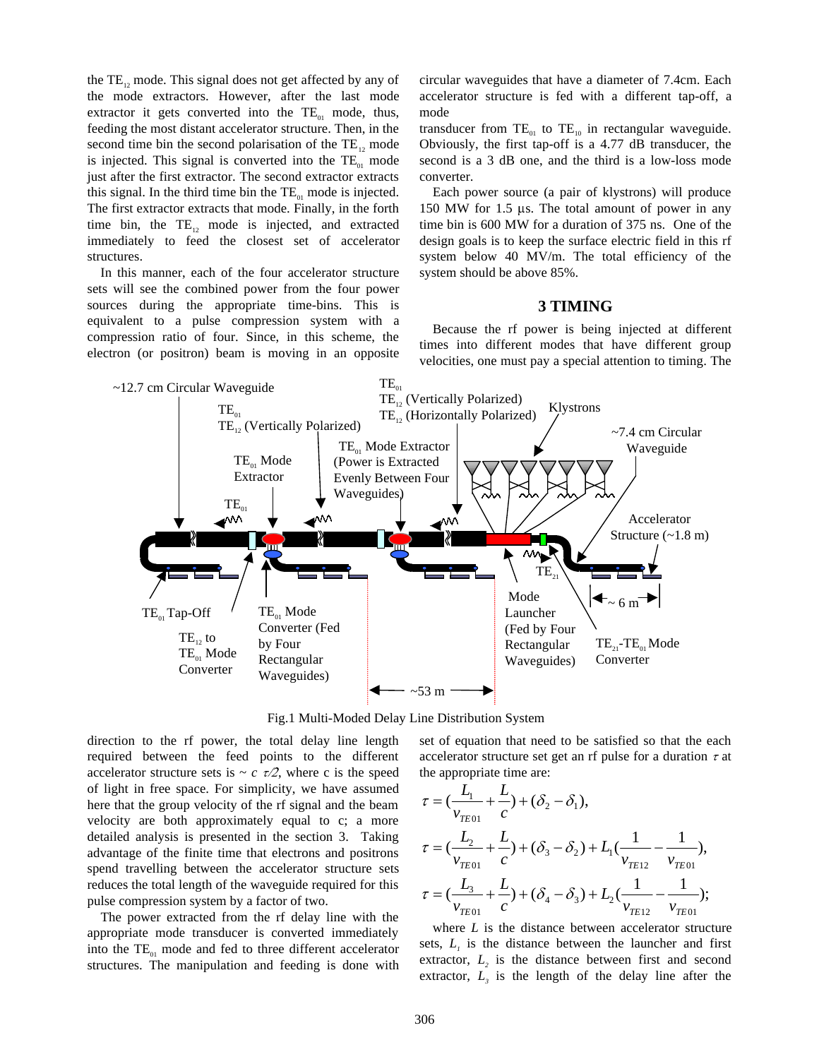the $TE_{12}$ mode. This signal does not get affected by any of the mode extractors. However, after the last mode extractor it gets converted into the $TE_{01}$ mode, thus, feeding the most distant accelerator structure. Then, in the second time bin the second polarisation of the $TE_{12}$ mode is injected. This signal is converted into the $TE_{01}$ mode just after the first extractor. The second extractor extracts this signal. In the third time bin the $TE_{01}$ mode is injected. The first extractor extracts that mode. Finally, in the forth time bin, the $TE_{12}$ mode is injected, and extracted immediately to feed the closest set of accelerator structures.

In this manner, each of the four accelerator structure sets will see the combined power from the four power sources during the appropriate time-bins. This is equivalent to a pulse compression system with a compression ratio of four. Since, in this scheme, the electron (or positron) beam is moving in an opposite direction to the rf power, the total delay line length required between the feed points to the different accelerator structure sets is ~ $c\ \tau/2$, where c is the speed of light in free space. For simplicity, we have assumed here that the group velocity of the rf signal and the beam velocity are both approximately equal to c; a more detailed analysis is presented in the section 3. Taking advantage of the finite time that electrons and positrons spend travelling between the accelerator structure sets reduces the total length of the waveguide required for this pulse compression system by a factor of two.

The power extracted from the rf delay line with the appropriate mode transducer is converted immediately into the $TE_{01}$ mode and fed to three different accelerator structures. The manipulation and feeding is done with circular waveguides that have a diameter of 7.4cm. Each accelerator structure is fed with a different tap-off, a mode transducer from $TE_{01}$ to $TE_{10}$ in rectangular waveguide. Obviously, the first tap-off is a 4.77 dB transducer, the second is a 3 dB one, and the third is a low-loss mode converter.

Each power source (a pair of klystrons) will produce 150 MW for 1.5 µs. The total amount of power in any time bin is 600 MW for a duration of 375 ns. One of the design goals is to keep the surface electric field in this rf system below 40 MV/m. The total efficiency of the system should be above 85%.

## 3 TIMING

Because the rf power is being injected at different times into different modes that have different group velocities, one must pay a special attention to timing. The set of equation that need to be satisfied so that the each accelerator structure set get an rf pulse for a duration $\tau$ at the appropriate time are:

Fig.1 Multi-Moded Delay Line Distribution System

$$\tau = \left(\frac{L_1}{v_{TE01}} + \frac{L}{c}\right) + (\delta_2 - \delta_1),$$

$$\tau = \left(\frac{L_2}{v_{TE01}} + \frac{L}{c}\right) + (\delta_3 - \delta_2) + L_1\left(\frac{1}{v_{TE12}} - \frac{1}{v_{TE01}}\right),$$

$$\tau = \left(\frac{L_3}{v_{TE01}} + \frac{L}{c}\right) + (\delta_4 - \delta_3) + L_2\left(\frac{1}{v_{TE12}} - \frac{1}{v_{TE01}}\right);$$

where $L$ is the distance between accelerator structure sets, $L_1$ is the distance between the launcher and first extractor, $L_2$ is the distance between first and second extractor, $L_3$ is the length of the delay line after the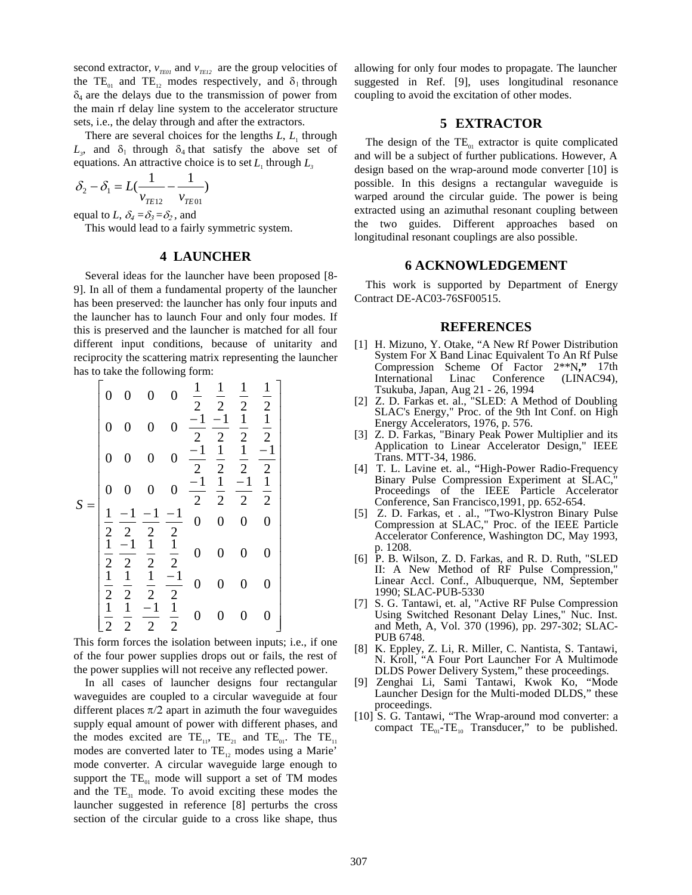second extractor, $v_{TE01}$ and $v_{TE12}$ are the group velocities of the $TE_{01}$ and $TE_{12}$ modes respectively, and $\delta_1$ through $\delta_4$ are the delays due to the transmission of power from the main rf delay line system to the accelerator structure sets, i.e., the delay through and after the extractors.

There are several choices for the lengths $L$, $L_1$ through $L_3$, and $\delta_1$ through $\delta_4$ that satisfy the above set of equations. An attractive choice is to set $L_1$ through $L_3$

$$\delta_2 - \delta_1 = L\left(\frac{1}{v_{TE12}} - \frac{1}{v_{TE01}}\right)$$

equal to $L$, $\delta_4 = \delta_3 = \delta_2$, and

This would lead to a fairly symmetric system.

## 4 LAUNCHER

Several ideas for the launcher have been proposed [8-9]. In all of them a fundamental property of the launcher has been preserved: the launcher has only four inputs and the launcher has to launch Four and only four modes. If this is preserved and the launcher is matched for all four different input conditions, because of unitarity and reciprocity the scattering matrix representing the launcher has to take the following form:

$$S = \begin{bmatrix} 0 & 0 & 0 & 0 & \frac{1}{2} & \frac{1}{2} & \frac{1}{2} & \frac{1}{2} \\ 0 & 0 & 0 & 0 & \frac{-1}{2} & \frac{-1}{2} & \frac{1}{2} & \frac{1}{2} \\ 0 & 0 & 0 & 0 & \frac{-1}{2} & \frac{1}{2} & \frac{1}{2} & \frac{-1}{2} \\ 0 & 0 & 0 & 0 & \frac{-1}{2} & \frac{1}{2} & \frac{-1}{2} & \frac{1}{2} \\ \frac{1}{2} & \frac{-1}{2} & \frac{-1}{2} & \frac{-1}{2} & 0 & 0 & 0 & 0 \\ \frac{1}{2} & \frac{-1}{2} & \frac{1}{2} & \frac{1}{2} & 0 & 0 & 0 & 0 \\ \frac{1}{2} & \frac{1}{2} & \frac{1}{2} & \frac{-1}{2} & 0 & 0 & 0 & 0 \\ \frac{1}{2} & \frac{1}{2} & \frac{-1}{2} & \frac{1}{2} & 0 & 0 & 0 & 0 \end{bmatrix}$$

This form forces the isolation between inputs; i.e., if one of the four power supplies drops out or fails, the rest of the power supplies will not receive any reflected power.

In all cases of launcher designs four rectangular waveguides are coupled to a circular waveguide at four different places $\pi/2$ apart in azimuth the four waveguides supply equal amount of power with different phases, and the modes excited are $TE_{11}$, $TE_{21}$ and $TE_{01}$. The $TE_{11}$ modes are converted later to $TE_{12}$ modes using a Marie' mode converter. A circular waveguide large enough to support the $TE_{01}$ mode will support a set of TM modes and the $TE_{31}$ mode. To avoid exciting these modes the launcher suggested in reference [8] perturbs the cross section of the circular guide to a cross like shape, thus allowing for only four modes to propagate. The launcher suggested in Ref. [9], uses longitudinal resonance coupling to avoid the excitation of other modes.

## 5 EXTRACTOR

The design of the $TE_{01}$ extractor is quite complicated and will be a subject of further publications. However, A design based on the wrap-around mode converter [10] is possible. In this designs a rectangular waveguide is warped around the circular guide. The power is being extracted using an azimuthal resonant coupling between the two guides. Different approaches based on longitudinal resonant couplings are also possible.

## 6 ACKNOWLEDGEMENT

This work is supported by Department of Energy Contract DE-AC03-76SF00515.

## REFERENCES

[1] H. Mizuno, Y. Otake, "A New Rf Power Distribution System For X Band Linac Equivalent To An Rf Pulse Compression Scheme Of Factor 2**N**,**" 17th International Linac Conference (LINAC94), Tsukuba, Japan, Aug 21 - 26, 1994

[2] Z. D. Farkas et. al., "SLED: A Method of Doubling SLAC's Energy," Proc. of the 9th Int Conf. on High Energy Accelerators, 1976, p. 576.

[3] Z. D. Farkas, "Binary Peak Power Multiplier and its Application to Linear Accelerator Design," IEEE Trans. MTT-34, 1986.

[4] T. L. Lavine et. al., "High-Power Radio-Frequency Binary Pulse Compression Experiment at SLAC," Proceedings of the IEEE Particle Accelerator Conference, San Francisco,1991, pp. 652-654.

[5] Z. D. Farkas, et . al., "Two-Klystron Binary Pulse Compression at SLAC," Proc. of the IEEE Particle Accelerator Conference, Washington DC, May 1993, p. 1208.

[6] P. B. Wilson, Z. D. Farkas, and R. D. Ruth, "SLED II: A New Method of RF Pulse Compression," Linear Accl. Conf., Albuquerque, NM, September 1990; SLAC-PUB-5330

[7] S. G. Tantawi, et. al, "Active RF Pulse Compression Using Switched Resonant Delay Lines," Nuc. Inst. and Meth, A, Vol. 370 (1996), pp. 297-302; SLAC-PUB 6748.

[8] K. Eppley, Z. Li, R. Miller, C. Nantista, S. Tantawi, N. Kroll, "A Four Port Launcher For A Multimode DLDS Power Delivery System," these proceedings.

[9] Zenghai Li, Sami Tantawi, Kwok Ko, "Mode Launcher Design for the Multi-moded DLDS," these proceedings.

[10] S. G. Tantawi, "The Wrap-around mod converter: a compact $TE_{01}$-$TE_{10}$ Transducer," to be published.